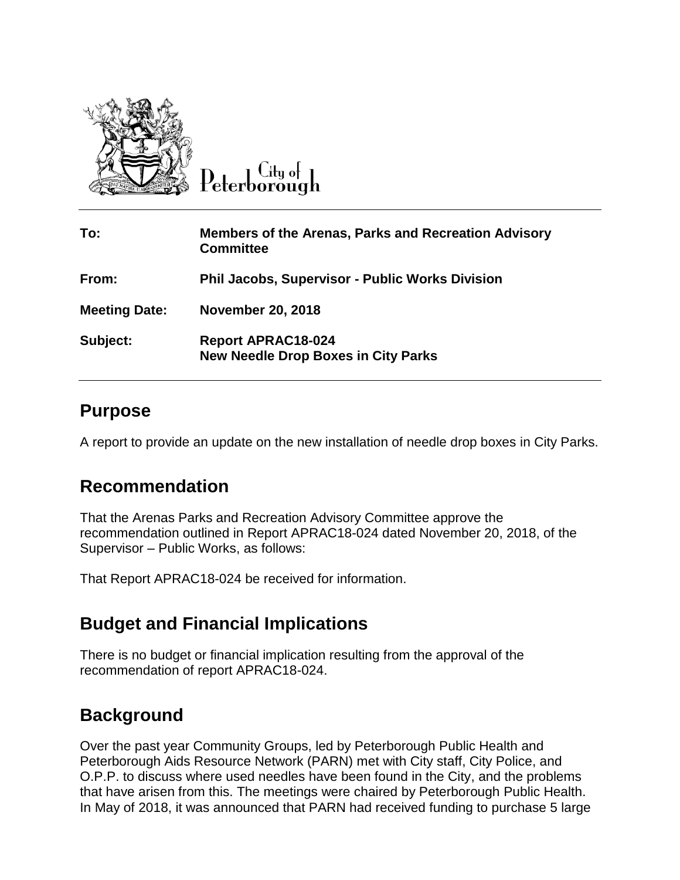City of Peterborough

| To: | Members of the Arenas, Parks and Recreation Advisory Committee |
| --- | --- |
| From: | Phil Jacobs, Supervisor - Public Works Division |
| Meeting Date: | November 20, 2018 |
| Subject: | Report APRAC18-024<br>New Needle Drop Boxes in City Parks |

## Purpose

A report to provide an update on the new installation of needle drop boxes in City Parks.

## Recommendation

That the Arenas Parks and Recreation Advisory Committee approve the recommendation outlined in Report APRAC18-024 dated November 20, 2018, of the Supervisor – Public Works, as follows:

That Report APRAC18-024 be received for information.

## Budget and Financial Implications

There is no budget or financial implication resulting from the approval of the recommendation of report APRAC18-024.

## Background

Over the past year Community Groups, led by Peterborough Public Health and Peterborough Aids Resource Network (PARN) met with City staff, City Police, and O.P.P. to discuss where used needles have been found in the City, and the problems that have arisen from this. The meetings were chaired by Peterborough Public Health. In May of 2018, it was announced that PARN had received funding to purchase 5 large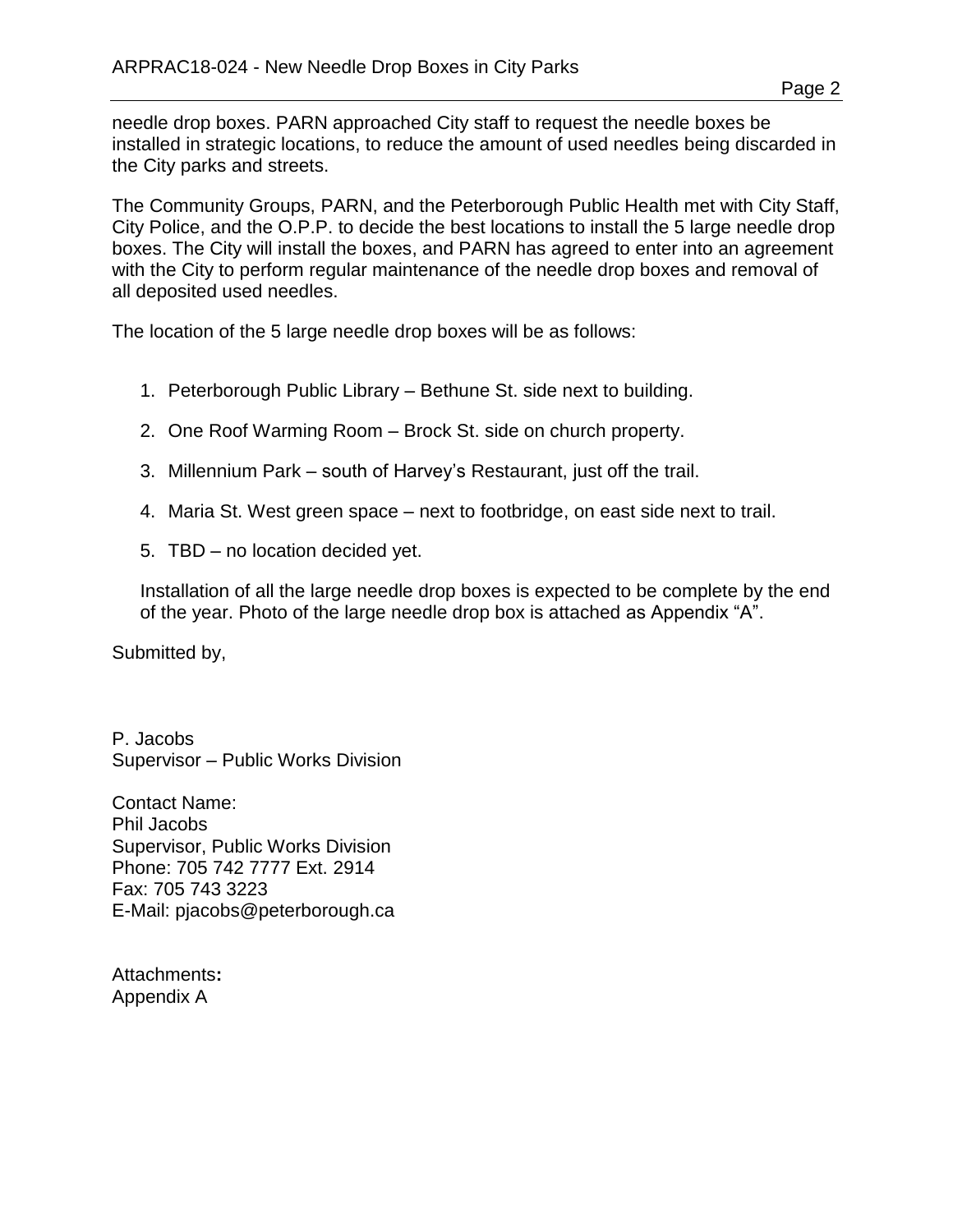needle drop boxes. PARN approached City staff to request the needle boxes be installed in strategic locations, to reduce the amount of used needles being discarded in the City parks and streets.

The Community Groups, PARN, and the Peterborough Public Health met with City Staff, City Police, and the O.P.P. to decide the best locations to install the 5 large needle drop boxes. The City will install the boxes, and PARN has agreed to enter into an agreement with the City to perform regular maintenance of the needle drop boxes and removal of all deposited used needles.

The location of the 5 large needle drop boxes will be as follows:

1. Peterborough Public Library – Bethune St. side next to building.
2. One Roof Warming Room – Brock St. side on church property.
3. Millennium Park – south of Harvey's Restaurant, just off the trail.
4. Maria St. West green space – next to footbridge, on east side next to trail.
5. TBD – no location decided yet.

Installation of all the large needle drop boxes is expected to be complete by the end of the year. Photo of the large needle drop box is attached as Appendix "A".

Submitted by,

P. Jacobs
Supervisor – Public Works Division

Contact Name:
Phil Jacobs
Supervisor, Public Works Division
Phone: 705 742 7777 Ext. 2914
Fax: 705 743 3223
E-Mail: pjacobs@peterborough.ca

Attachments**:**
Appendix A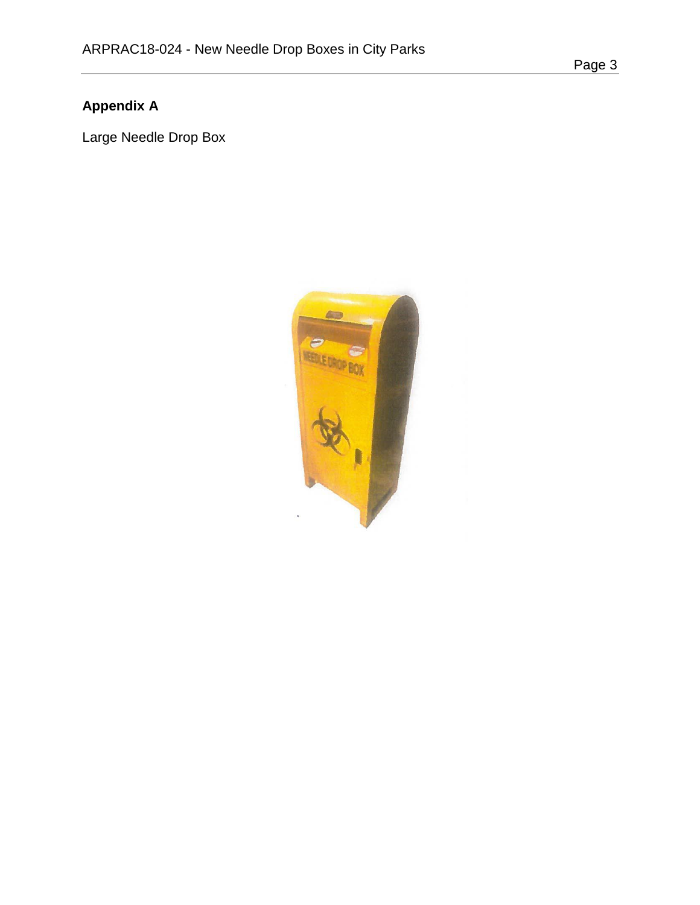## Appendix A

Large Needle Drop Box